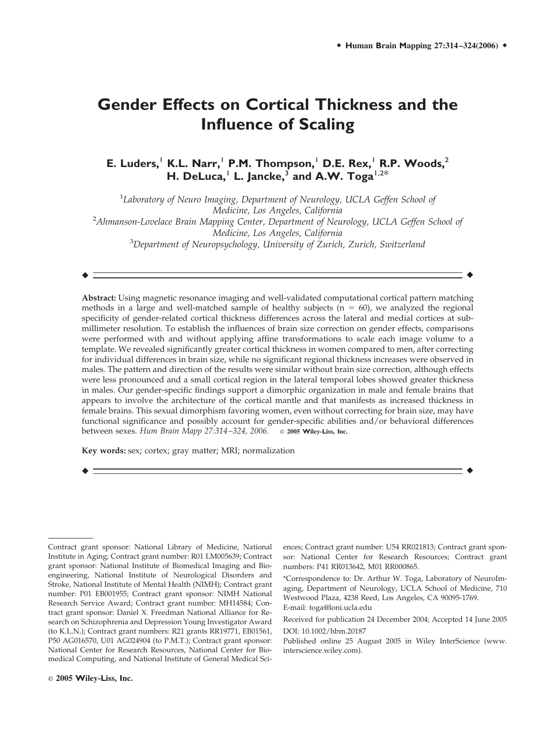# Gender Effects on Cortical Thickness and the Influence of Scaling

**E. Luders,[1] K.L. Narr,[1] P.M. Thompson,[1] D.E. Rex,[1] R.P. Woods,[2] H. DeLuca,[1] L. Jancke,[3] and A.W. Toga[1,2]***

[1]*Laboratory of Neuro Imaging, Department of Neurology, UCLA Geffen School of Medicine, Los Angeles, California*
[2]*Ahmanson-Lovelace Brain Mapping Center, Department of Neurology, UCLA Geffen School of Medicine, Los Angeles, California*
[3]*Department of Neuropsychology, University of Zurich, Zurich, Switzerland*

**Abstract:** Using magnetic resonance imaging and well-validated computational cortical pattern matching methods in a large and well-matched sample of healthy subjects ($n = 60$), we analyzed the regional specificity of gender-related cortical thickness differences across the lateral and medial cortices at submillimeter resolution. To establish the influences of brain size correction on gender effects, comparisons were performed with and without applying affine transformations to scale each image volume to a template. We revealed significantly greater cortical thickness in women compared to men, after correcting for individual differences in brain size, while no significant regional thickness increases were observed in males. The pattern and direction of the results were similar without brain size correction, although effects were less pronounced and a small cortical region in the lateral temporal lobes showed greater thickness in males. Our gender-specific findings support a dimorphic organization in male and female brains that appears to involve the architecture of the cortical mantle and that manifests as increased thickness in female brains. This sexual dimorphism favoring women, even without correcting for brain size, may have functional significance and possibly account for gender-specific abilities and/or behavioral differences between sexes. *Hum Brain Mapp 27:314–324, 2006.* © 2005 Wiley-Liss, Inc.

**Key words:** sex; cortex; gray matter; MRI; normalization

---

Contract grant sponsor: National Library of Medicine, National Institute in Aging; Contract grant number: R01 LM005639; Contract grant sponsor: National Institute of Biomedical Imaging and Bioengineering, National Institute of Neurological Disorders and Stroke, National Institute of Mental Health (NIMH); Contract grant number: P01 EB001955; Contract grant sponsor: NIMH National Research Service Award; Contract grant number: MH14584; Contract grant sponsor: Daniel X. Freedman National Alliance for Research on Schizophrenia and Depression Young Investigator Award (to K.L.N.); Contract grant numbers: R21 grants RR19771, EB01561, P50 AG016570, U01 AG024904 (to P.M.T.); Contract grant sponsor: National Center for Research Resources, National Center for Biomedical Computing, and National Institute of General Medical Sciences; Contract grant number: U54 RR021813; Contract grant sponsor: National Center for Research Resources; Contract grant numbers: P41 RR013642, M01 RR000865.

*Correspondence to: Dr. Arthur W. Toga, Laboratory of NeuroImaging, Department of Neurology, UCLA School of Medicine, 710 Westwood Plaza, 4238 Reed, Los Angeles, CA 90095-1769. E-mail: toga@loni.ucla.edu

Received for publication 24 December 2004; Accepted 14 June 2005

DOI: 10.1002/hbm.20187

Published online 25 August 2005 in Wiley InterScience (www.interscience.wiley.com).

© 2005 Wiley-Liss, Inc.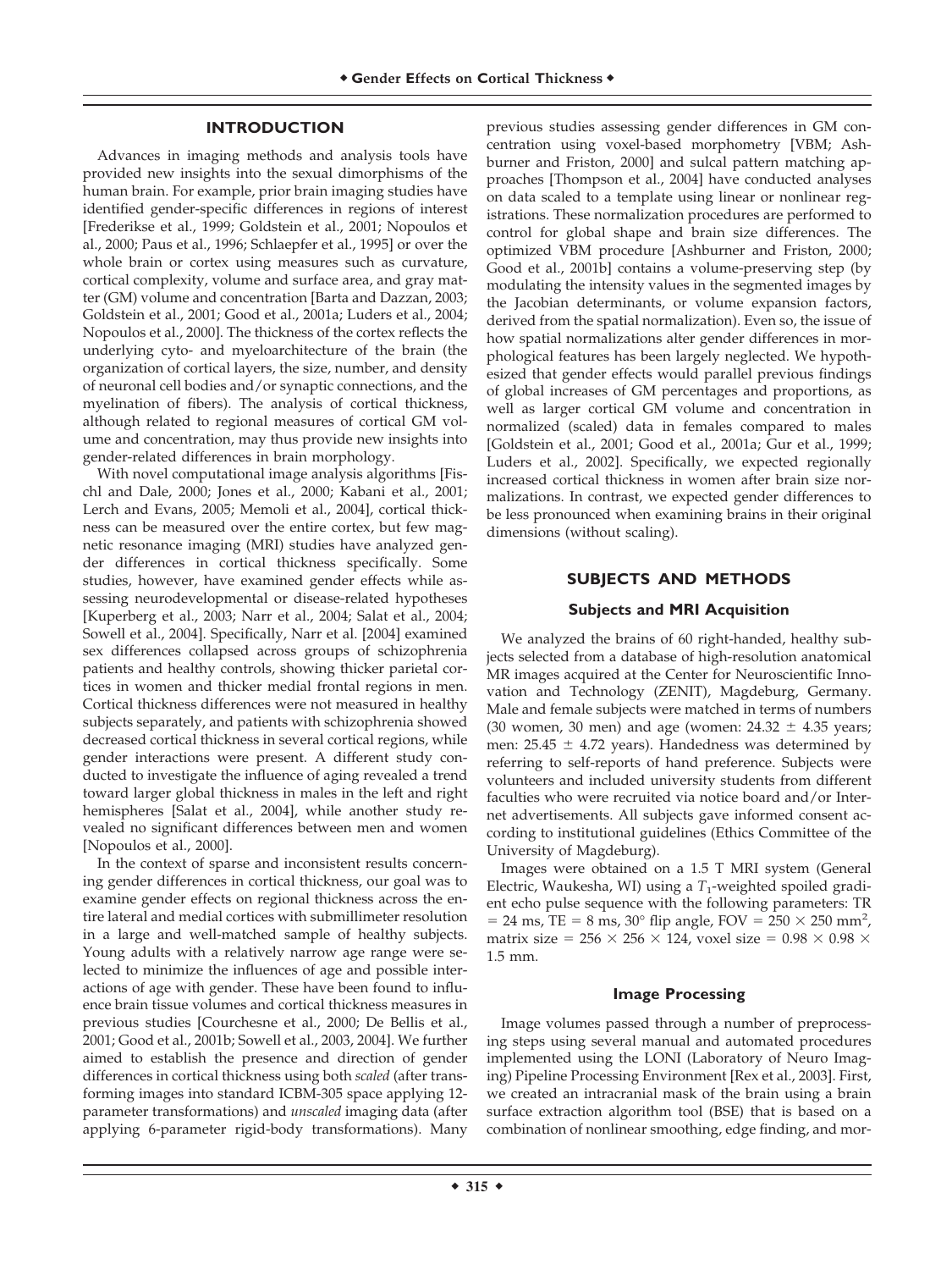## INTRODUCTION

Advances in imaging methods and analysis tools have provided new insights into the sexual dimorphisms of the human brain. For example, prior brain imaging studies have identified gender-specific differences in regions of interest [Frederikse et al., 1999; Goldstein et al., 2001; Nopoulos et al., 2000; Paus et al., 1996; Schlaepfer et al., 1995] or over the whole brain or cortex using measures such as curvature, cortical complexity, volume and surface area, and gray matter (GM) volume and concentration [Barta and Dazzan, 2003; Goldstein et al., 2001; Good et al., 2001a; Luders et al., 2004; Nopoulos et al., 2000]. The thickness of the cortex reflects the underlying cyto- and myeloarchitecture of the brain (the organization of cortical layers, the size, number, and density of neuronal cell bodies and/or synaptic connections, and the myelination of fibers). The analysis of cortical thickness, although related to regional measures of cortical GM volume and concentration, may thus provide new insights into gender-related differences in brain morphology.

With novel computational image analysis algorithms [Fischl and Dale, 2000; Jones et al., 2000; Kabani et al., 2001; Lerch and Evans, 2005; Memoli et al., 2004], cortical thickness can be measured over the entire cortex, but few magnetic resonance imaging (MRI) studies have analyzed gender differences in cortical thickness specifically. Some studies, however, have examined gender effects while assessing neurodevelopmental or disease-related hypotheses [Kuperberg et al., 2003; Narr et al., 2004; Salat et al., 2004; Sowell et al., 2004]. Specifically, Narr et al. [2004] examined sex differences collapsed across groups of schizophrenia patients and healthy controls, showing thicker parietal cortices in women and thicker medial frontal regions in men. Cortical thickness differences were not measured in healthy subjects separately, and patients with schizophrenia showed decreased cortical thickness in several cortical regions, while gender interactions were present. A different study conducted to investigate the influence of aging revealed a trend toward larger global thickness in males in the left and right hemispheres [Salat et al., 2004], while another study revealed no significant differences between men and women [Nopoulos et al., 2000].

In the context of sparse and inconsistent results concerning gender differences in cortical thickness, our goal was to examine gender effects on regional thickness across the entire lateral and medial cortices with submillimeter resolution in a large and well-matched sample of healthy subjects. Young adults with a relatively narrow age range were selected to minimize the influences of age and possible interactions of age with gender. These have been found to influence brain tissue volumes and cortical thickness measures in previous studies [Courchesne et al., 2000; De Bellis et al., 2001; Good et al., 2001b; Sowell et al., 2003, 2004]. We further aimed to establish the presence and direction of gender differences in cortical thickness using both *scaled* (after transforming images into standard ICBM-305 space applying 12-parameter transformations) and *unscaled* imaging data (after applying 6-parameter rigid-body transformations). Many previous studies assessing gender differences in GM concentration using voxel-based morphometry [VBM; Ashburner and Friston, 2000] and sulcal pattern matching approaches [Thompson et al., 2004] have conducted analyses on data scaled to a template using linear or nonlinear registrations. These normalization procedures are performed to control for global shape and brain size differences. The optimized VBM procedure [Ashburner and Friston, 2000; Good et al., 2001b] contains a volume-preserving step (by modulating the intensity values in the segmented images by the Jacobian determinants, or volume expansion factors, derived from the spatial normalization). Even so, the issue of how spatial normalizations alter gender differences in morphological features has been largely neglected. We hypothesized that gender effects would parallel previous findings of global increases of GM percentages and proportions, as well as larger cortical GM volume and concentration in normalized (scaled) data in females compared to males [Goldstein et al., 2001; Good et al., 2001a; Gur et al., 1999; Luders et al., 2002]. Specifically, we expected regionally increased cortical thickness in women after brain size normalizations. In contrast, we expected gender differences to be less pronounced when examining brains in their original dimensions (without scaling).

## SUBJECTS AND METHODS

### Subjects and MRI Acquisition

We analyzed the brains of 60 right-handed, healthy subjects selected from a database of high-resolution anatomical MR images acquired at the Center for Neuroscientific Innovation and Technology (ZENIT), Magdeburg, Germany. Male and female subjects were matched in terms of numbers (30 women, 30 men) and age (women: $24.32 \pm 4.35$ years; men: $25.45 \pm 4.72$ years). Handedness was determined by referring to self-reports of hand preference. Subjects were volunteers and included university students from different faculties who were recruited via notice board and/or Internet advertisements. All subjects gave informed consent according to institutional guidelines (Ethics Committee of the University of Magdeburg).

Images were obtained on a 1.5 T MRI system (General Electric, Waukesha, WI) using a $T_1$-weighted spoiled gradient echo pulse sequence with the following parameters: TR = 24 ms, TE = 8 ms, 30° flip angle, FOV = $250 \times 250$ mm$^2$, matrix size = $256 \times 256 \times 124$, voxel size = $0.98 \times 0.98 \times 1.5$ mm.

### Image Processing

Image volumes passed through a number of preprocessing steps using several manual and automated procedures implemented using the LONI (Laboratory of Neuro Imaging) Pipeline Processing Environment [Rex et al., 2003]. First, we created an intracranial mask of the brain using a brain surface extraction algorithm tool (BSE) that is based on a combination of nonlinear smoothing, edge finding, and mor-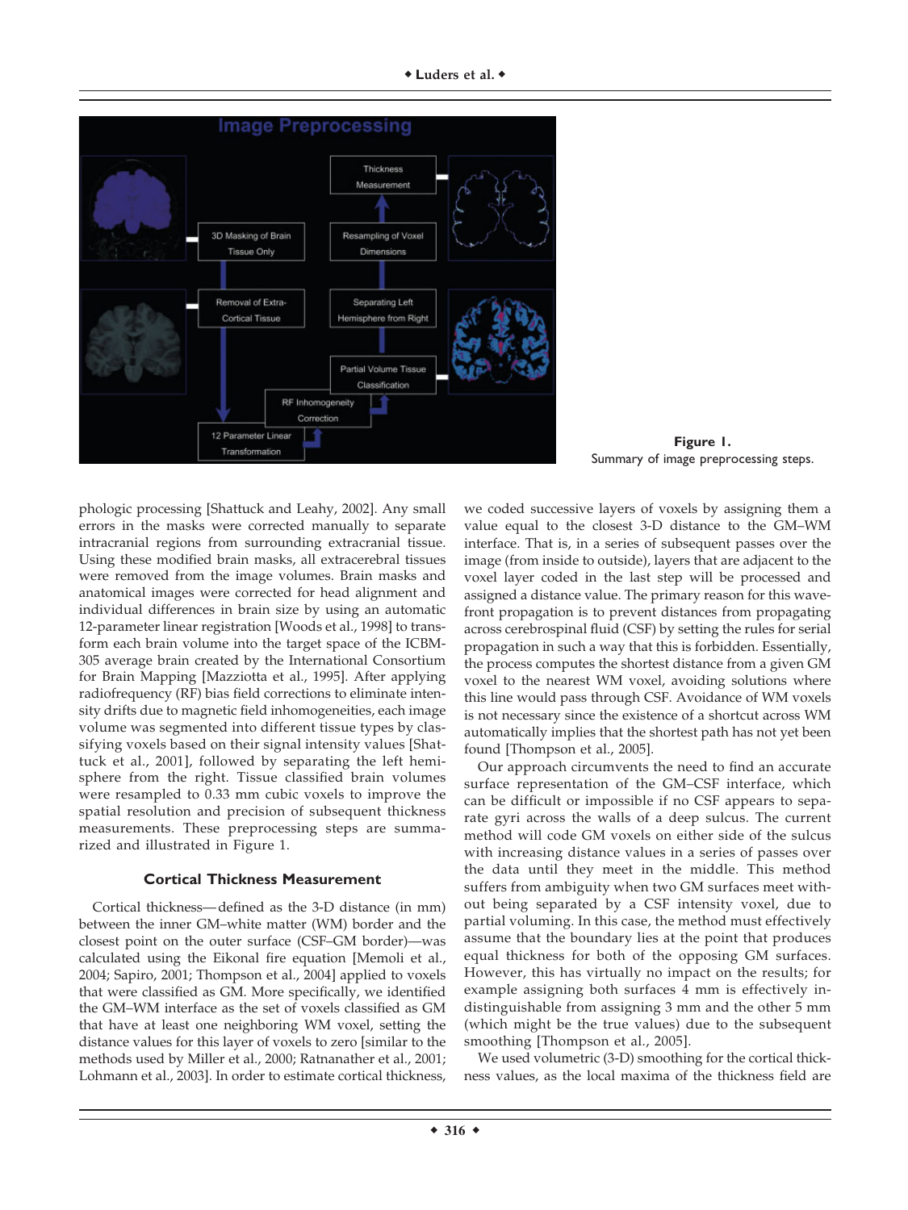Figure 1.
Summary of image preprocessing steps.

phologic processing [Shattuck and Leahy, 2002]. Any small errors in the masks were corrected manually to separate intracranial regions from surrounding extracranial tissue. Using these modified brain masks, all extracerebral tissues were removed from the image volumes. Brain masks and anatomical images were corrected for head alignment and individual differences in brain size by using an automatic 12-parameter linear registration [Woods et al., 1998] to transform each brain volume into the target space of the ICBM-305 average brain created by the International Consortium for Brain Mapping [Mazziotta et al., 1995]. After applying radiofrequency (RF) bias field corrections to eliminate intensity drifts due to magnetic field inhomogeneities, each image volume was segmented into different tissue types by classifying voxels based on their signal intensity values [Shattuck et al., 2001], followed by separating the left hemisphere from the right. Tissue classified brain volumes were resampled to 0.33 mm cubic voxels to improve the spatial resolution and precision of subsequent thickness measurements. These preprocessing steps are summarized and illustrated in Figure 1.

### Cortical Thickness Measurement

Cortical thickness—defined as the 3-D distance (in mm) between the inner GM–white matter (WM) border and the closest point on the outer surface (CSF–GM border)—was calculated using the Eikonal fire equation [Memoli et al., 2004; Sapiro, 2001; Thompson et al., 2004] applied to voxels that were classified as GM. More specifically, we identified the GM–WM interface as the set of voxels classified as GM that have at least one neighboring WM voxel, setting the distance values for this layer of voxels to zero [similar to the methods used by Miller et al., 2000; Ratnanather et al., 2001; Lohmann et al., 2003]. In order to estimate cortical thickness, we coded successive layers of voxels by assigning them a value equal to the closest 3-D distance to the GM–WM interface. That is, in a series of subsequent passes over the image (from inside to outside), layers that are adjacent to the voxel layer coded in the last step will be processed and assigned a distance value. The primary reason for this wavefront propagation is to prevent distances from propagating across cerebrospinal fluid (CSF) by setting the rules for serial propagation in such a way that this is forbidden. Essentially, the process computes the shortest distance from a given GM voxel to the nearest WM voxel, avoiding solutions where this line would pass through CSF. Avoidance of WM voxels is not necessary since the existence of a shortcut across WM automatically implies that the shortest path has not yet been found [Thompson et al., 2005].

Our approach circumvents the need to find an accurate surface representation of the GM–CSF interface, which can be difficult or impossible if no CSF appears to separate gyri across the walls of a deep sulcus. The current method will code GM voxels on either side of the sulcus with increasing distance values in a series of passes over the data until they meet in the middle. This method suffers from ambiguity when two GM surfaces meet without being separated by a CSF intensity voxel, due to partial voluming. In this case, the method must effectively assume that the boundary lies at the point that produces equal thickness for both of the opposing GM surfaces. However, this has virtually no impact on the results; for example assigning both surfaces 4 mm is effectively indistinguishable from assigning 3 mm and the other 5 mm (which might be the true values) due to the subsequent smoothing [Thompson et al., 2005].

We used volumetric (3-D) smoothing for the cortical thickness values, as the local maxima of the thickness field are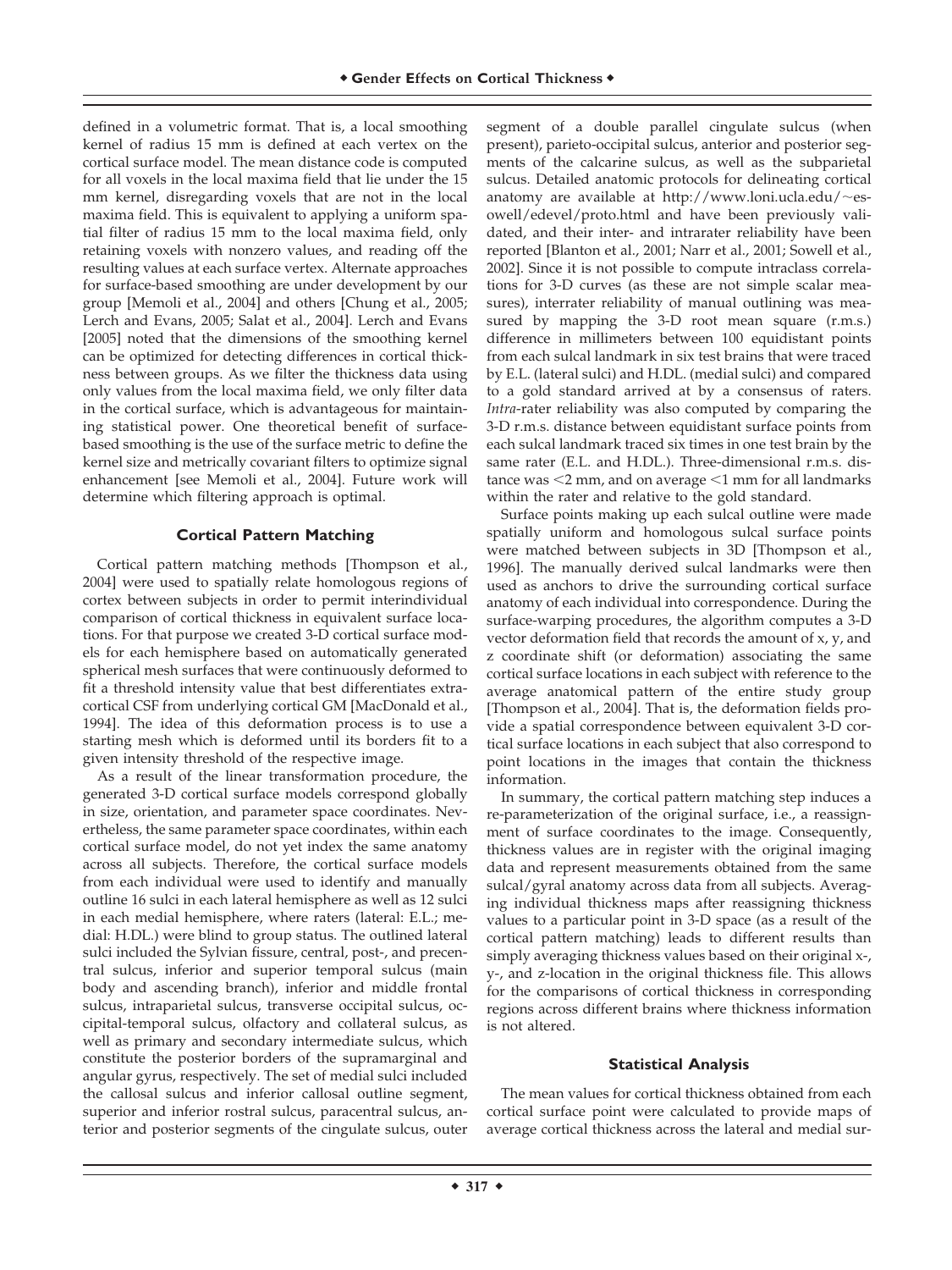defined in a volumetric format. That is, a local smoothing kernel of radius 15 mm is defined at each vertex on the cortical surface model. The mean distance code is computed for all voxels in the local maxima field that lie under the 15 mm kernel, disregarding voxels that are not in the local maxima field. This is equivalent to applying a uniform spatial filter of radius 15 mm to the local maxima field, only retaining voxels with nonzero values, and reading off the resulting values at each surface vertex. Alternate approaches for surface-based smoothing are under development by our group [Memoli et al., 2004] and others [Chung et al., 2005; Lerch and Evans, 2005; Salat et al., 2004]. Lerch and Evans [2005] noted that the dimensions of the smoothing kernel can be optimized for detecting differences in cortical thickness between groups. As we filter the thickness data using only values from the local maxima field, we only filter data in the cortical surface, which is advantageous for maintaining statistical power. One theoretical benefit of surface-based smoothing is the use of the surface metric to define the kernel size and metrically covariant filters to optimize signal enhancement [see Memoli et al., 2004]. Future work will determine which filtering approach is optimal.

### Cortical Pattern Matching

Cortical pattern matching methods [Thompson et al., 2004] were used to spatially relate homologous regions of cortex between subjects in order to permit interindividual comparison of cortical thickness in equivalent surface locations. For that purpose we created 3-D cortical surface models for each hemisphere based on automatically generated spherical mesh surfaces that were continuously deformed to fit a threshold intensity value that best differentiates extracortical CSF from underlying cortical GM [MacDonald et al., 1994]. The idea of this deformation process is to use a starting mesh which is deformed until its borders fit to a given intensity threshold of the respective image.

As a result of the linear transformation procedure, the generated 3-D cortical surface models correspond globally in size, orientation, and parameter space coordinates. Nevertheless, the same parameter space coordinates, within each cortical surface model, do not yet index the same anatomy across all subjects. Therefore, the cortical surface models from each individual were used to identify and manually outline 16 sulci in each lateral hemisphere as well as 12 sulci in each medial hemisphere, where raters (lateral: E.L.; medial: H.DL.) were blind to group status. The outlined lateral sulci included the Sylvian fissure, central, post-, and precentral sulcus, inferior and superior temporal sulcus (main body and ascending branch), inferior and middle frontal sulcus, intraparietal sulcus, transverse occipital sulcus, occipital-temporal sulcus, olfactory and collateral sulcus, as well as primary and secondary intermediate sulcus, which constitute the posterior borders of the supramarginal and angular gyrus, respectively. The set of medial sulci included the callosal sulcus and inferior callosal outline segment, superior and inferior rostral sulcus, paracentral sulcus, anterior and posterior segments of the cingulate sulcus, outer segment of a double parallel cingulate sulcus (when present), parieto-occipital sulcus, anterior and posterior segments of the calcarine sulcus, as well as the subparietal sulcus. Detailed anatomic protocols for delineating cortical anatomy are available at http://www.loni.ucla.edu/~esowell/edevel/proto.html and have been previously validated, and their inter- and intrarater reliability have been reported [Blanton et al., 2001; Narr et al., 2001; Sowell et al., 2002]. Since it is not possible to compute intraclass correlations for 3-D curves (as these are not simple scalar measures), interrater reliability of manual outlining was measured by mapping the 3-D root mean square (r.m.s.) difference in millimeters between 100 equidistant points from each sulcal landmark in six test brains that were traced by E.L. (lateral sulci) and H.DL. (medial sulci) and compared to a gold standard arrived at by a consensus of raters. *Intra*-rater reliability was also computed by comparing the 3-D r.m.s. distance between equidistant surface points from each sulcal landmark traced six times in one test brain by the same rater (E.L. and H.DL.). Three-dimensional r.m.s. distance was <2 mm, and on average <1 mm for all landmarks within the rater and relative to the gold standard.

Surface points making up each sulcal outline were made spatially uniform and homologous sulcal surface points were matched between subjects in 3D [Thompson et al., 1996]. The manually derived sulcal landmarks were then used as anchors to drive the surrounding cortical surface anatomy of each individual into correspondence. During the surface-warping procedures, the algorithm computes a 3-D vector deformation field that records the amount of x, y, and z coordinate shift (or deformation) associating the same cortical surface locations in each subject with reference to the average anatomical pattern of the entire study group [Thompson et al., 2004]. That is, the deformation fields provide a spatial correspondence between equivalent 3-D cortical surface locations in each subject that also correspond to point locations in the images that contain the thickness information.

In summary, the cortical pattern matching step induces a re-parameterization of the original surface, i.e., a reassignment of surface coordinates to the image. Consequently, thickness values are in register with the original imaging data and represent measurements obtained from the same sulcal/gyral anatomy across data from all subjects. Averaging individual thickness maps after reassigning thickness values to a particular point in 3-D space (as a result of the cortical pattern matching) leads to different results than simply averaging thickness values based on their original x-, y-, and z-location in the original thickness file. This allows for the comparisons of cortical thickness in corresponding regions across different brains where thickness information is not altered.

### Statistical Analysis

The mean values for cortical thickness obtained from each cortical surface point were calculated to provide maps of average cortical thickness across the lateral and medial sur-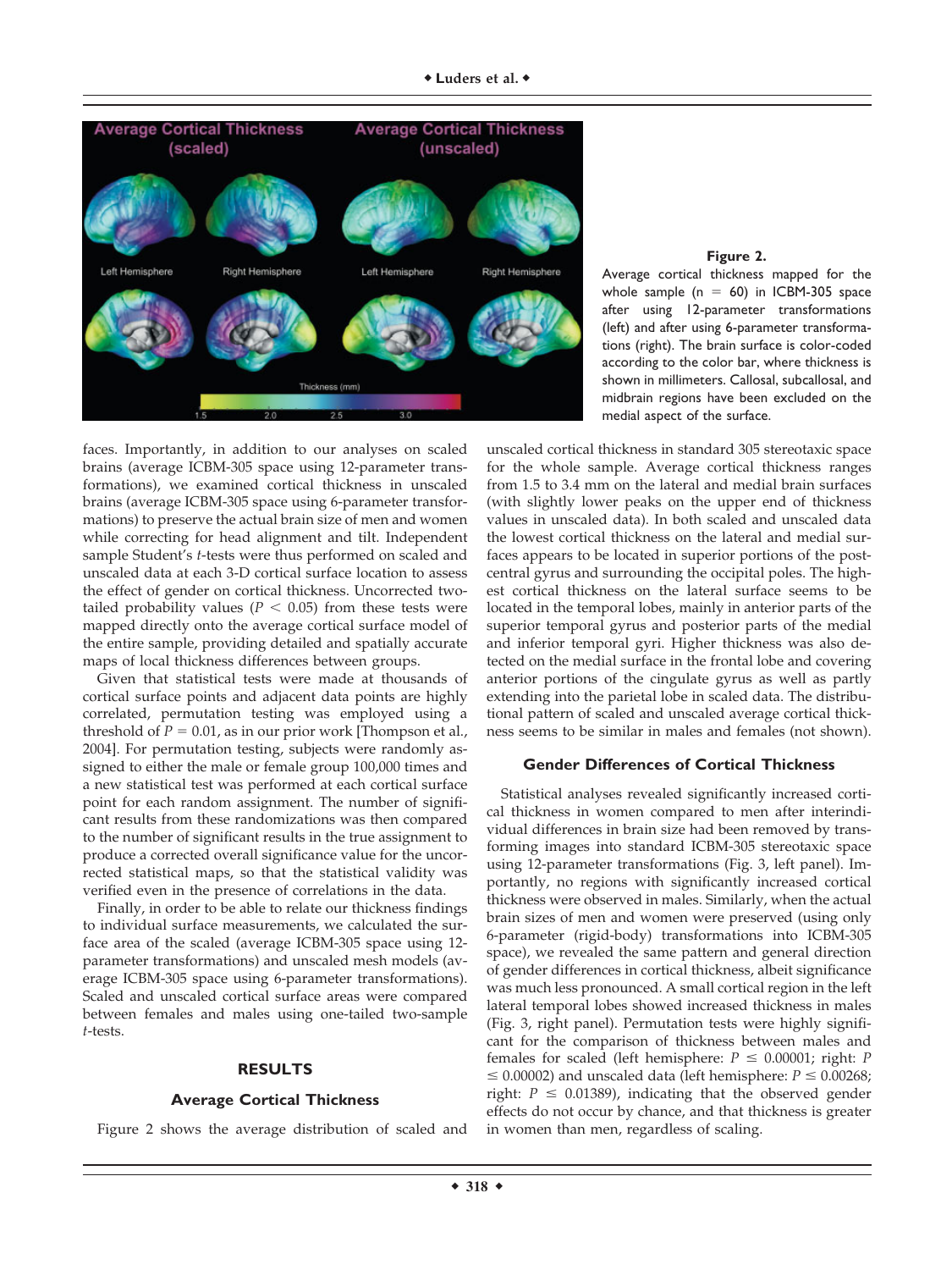**Figure 2.**

Average cortical thickness mapped for the whole sample ($n = 60$) in ICBM-305 space after using 12-parameter transformations (left) and after using 6-parameter transformations (right). The brain surface is color-coded according to the color bar, where thickness is shown in millimeters. Callosal, subcallosal, and midbrain regions have been excluded on the medial aspect of the surface.

faces. Importantly, in addition to our analyses on scaled brains (average ICBM-305 space using 12-parameter transformations), we examined cortical thickness in unscaled brains (average ICBM-305 space using 6-parameter transformations) to preserve the actual brain size of men and women while correcting for head alignment and tilt. Independent sample Student's *t*-tests were thus performed on scaled and unscaled data at each 3-D cortical surface location to assess the effect of gender on cortical thickness. Uncorrected two-tailed probability values ($P < 0.05$) from these tests were mapped directly onto the average cortical surface model of the entire sample, providing detailed and spatially accurate maps of local thickness differences between groups.

Given that statistical tests were made at thousands of cortical surface points and adjacent data points are highly correlated, permutation testing was employed using a threshold of $P = 0.01$, as in our prior work [Thompson et al., 2004]. For permutation testing, subjects were randomly assigned to either the male or female group 100,000 times and a new statistical test was performed at each cortical surface point for each random assignment. The number of significant results from these randomizations was then compared to the number of significant results in the true assignment to produce a corrected overall significance value for the uncorrected statistical maps, so that the statistical validity was verified even in the presence of correlations in the data.

Finally, in order to be able to relate our thickness findings to individual surface measurements, we calculated the surface area of the scaled (average ICBM-305 space using 12-parameter transformations) and unscaled mesh models (average ICBM-305 space using 6-parameter transformations). Scaled and unscaled cortical surface areas were compared between females and males using one-tailed two-sample *t*-tests.

## RESULTS

### Average Cortical Thickness

Figure 2 shows the average distribution of scaled and unscaled cortical thickness in standard 305 stereotaxic space for the whole sample. Average cortical thickness ranges from 1.5 to 3.4 mm on the lateral and medial brain surfaces (with slightly lower peaks on the upper end of thickness values in unscaled data). In both scaled and unscaled data the lowest cortical thickness on the lateral and medial surfaces appears to be located in superior portions of the postcentral gyrus and surrounding the occipital poles. The highest cortical thickness on the lateral surface seems to be located in the temporal lobes, mainly in anterior parts of the superior temporal gyrus and posterior parts of the medial and inferior temporal gyri. Higher thickness was also detected on the medial surface in the frontal lobe and covering anterior portions of the cingulate gyrus as well as partly extending into the parietal lobe in scaled data. The distributional pattern of scaled and unscaled average cortical thickness seems to be similar in males and females (not shown).

### Gender Differences of Cortical Thickness

Statistical analyses revealed significantly increased cortical thickness in women compared to men after interindividual differences in brain size had been removed by transforming images into standard ICBM-305 stereotaxic space using 12-parameter transformations (Fig. 3, left panel). Importantly, no regions with significantly increased cortical thickness were observed in males. Similarly, when the actual brain sizes of men and women were preserved (using only 6-parameter (rigid-body) transformations into ICBM-305 space), we revealed the same pattern and general direction of gender differences in cortical thickness, albeit significance was much less pronounced. A small cortical region in the left lateral temporal lobes showed increased thickness in males (Fig. 3, right panel). Permutation tests were highly significant for the comparison of thickness between males and females for scaled (left hemisphere: $P \leq 0.00001$; right: $P \leq 0.00002$) and unscaled data (left hemisphere: $P \leq 0.00268$; right: $P \leq 0.01389$), indicating that the observed gender effects do not occur by chance, and that thickness is greater in women than men, regardless of scaling.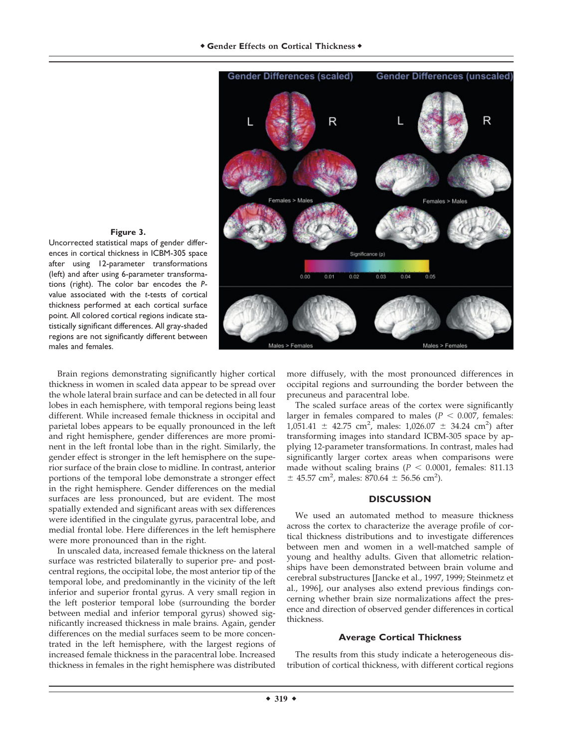**Figure 3.**

Uncorrected statistical maps of gender differences in cortical thickness in ICBM-305 space after using 12-parameter transformations (left) and after using 6-parameter transformations (right). The color bar encodes the *P*-value associated with the *t*-tests of cortical thickness performed at each cortical surface point. All colored cortical regions indicate statistically significant differences. All gray-shaded regions are not significantly different between males and females.

Gender Differences (scaled)

Gender Differences (unscaled)

L

R

L

R

Females > Males

Females > Males

Significance (p)

0.00 0.01 0.02 0.03 0.04 0.05

Males > Females

Males > Females

Brain regions demonstrating significantly higher cortical thickness in women in scaled data appear to be spread over the whole lateral brain surface and can be detected in all four lobes in each hemisphere, with temporal regions being least different. While increased female thickness in occipital and parietal lobes appears to be equally pronounced in the left and right hemisphere, gender differences are more prominent in the left frontal lobe than in the right. Similarly, the gender effect is stronger in the left hemisphere on the superior surface of the brain close to midline. In contrast, anterior portions of the temporal lobe demonstrate a stronger effect in the right hemisphere. Gender differences on the medial surfaces are less pronounced, but are evident. The most spatially extended and significant areas with sex differences were identified in the cingulate gyrus, paracentral lobe, and medial frontal lobe. Here differences in the left hemisphere were more pronounced than in the right.

In unscaled data, increased female thickness on the lateral surface was restricted bilaterally to superior pre- and postcentral regions, the occipital lobe, the most anterior tip of the temporal lobe, and predominantly in the vicinity of the left inferior and superior frontal gyrus. A very small region in the left posterior temporal lobe (surrounding the border between medial and inferior temporal gyrus) showed significantly increased thickness in male brains. Again, gender differences on the medial surfaces seem to be more concentrated in the left hemisphere, with the largest regions of increased female thickness in the paracentral lobe. Increased thickness in females in the right hemisphere was distributed more diffusely, with the most pronounced differences in occipital regions and surrounding the border between the precuneus and paracentral lobe.

The scaled surface areas of the cortex were significantly larger in females compared to males ($P < 0.007$, females: $1{,}051.41 \pm 42.75$ cm$^2$, males: $1{,}026.07 \pm 34.24$ cm$^2$) after transforming images into standard ICBM-305 space by applying 12-parameter transformations. In contrast, males had significantly larger cortex areas when comparisons were made without scaling brains ($P < 0.0001$, females: $811.13 \pm 45.57$ cm$^2$, males: $870.64 \pm 56.56$ cm$^2$).

## DISCUSSION

We used an automated method to measure thickness across the cortex to characterize the average profile of cortical thickness distributions and to investigate differences between men and women in a well-matched sample of young and healthy adults. Given that allometric relationships have been demonstrated between brain volume and cerebral substructures [Jancke et al., 1997, 1999; Steinmetz et al., 1996], our analyses also extend previous findings concerning whether brain size normalizations affect the presence and direction of observed gender differences in cortical thickness.

### Average Cortical Thickness

The results from this study indicate a heterogeneous distribution of cortical thickness, with different cortical regions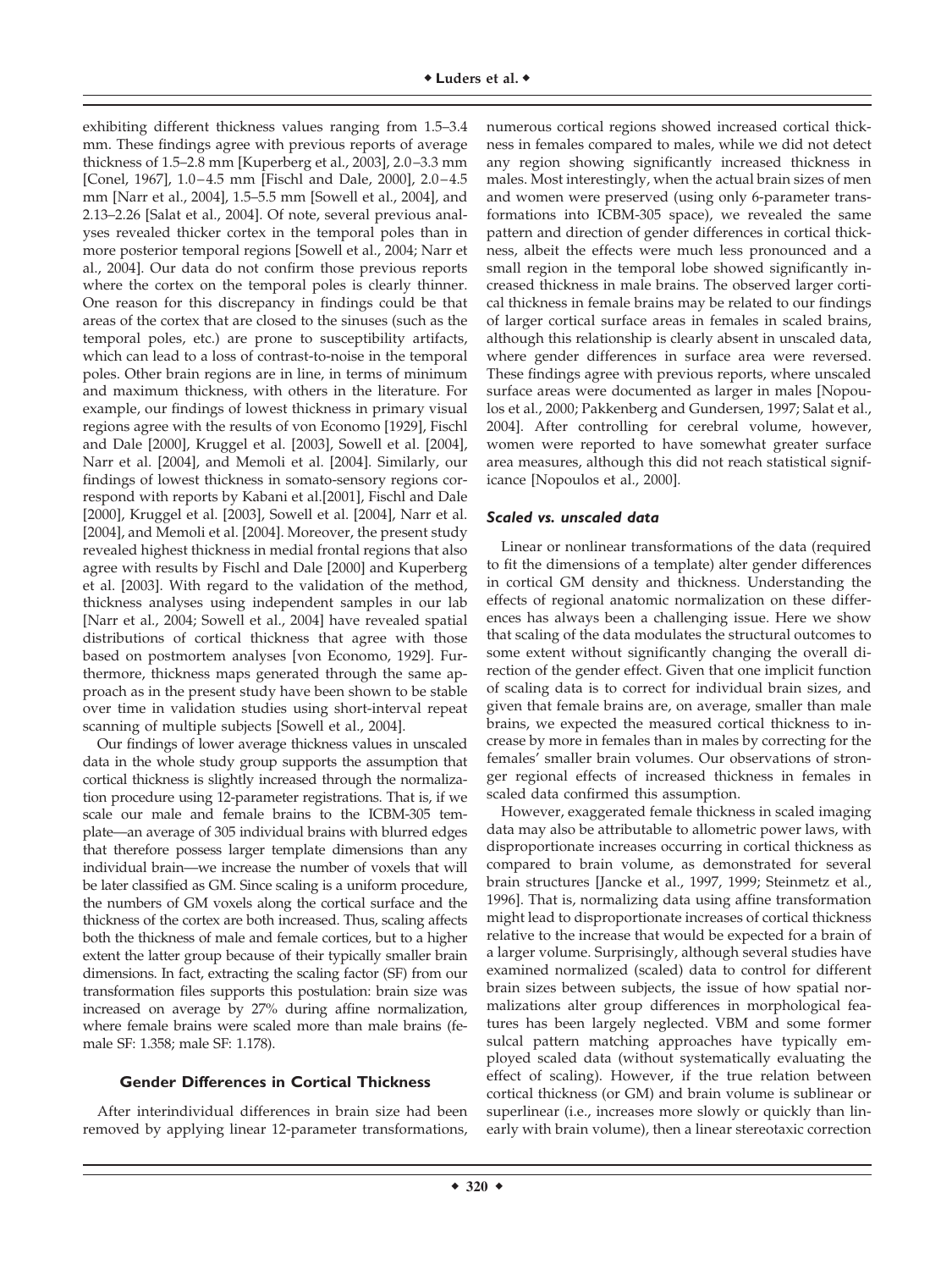exhibiting different thickness values ranging from 1.5–3.4 mm. These findings agree with previous reports of average thickness of 1.5–2.8 mm [Kuperberg et al., 2003], 2.0–3.3 mm [Conel, 1967], 1.0–4.5 mm [Fischl and Dale, 2000], 2.0–4.5 mm [Narr et al., 2004], 1.5–5.5 mm [Sowell et al., 2004], and 2.13–2.26 [Salat et al., 2004]. Of note, several previous analyses revealed thicker cortex in the temporal poles than in more posterior temporal regions [Sowell et al., 2004; Narr et al., 2004]. Our data do not confirm those previous reports where the cortex on the temporal poles is clearly thinner. One reason for this discrepancy in findings could be that areas of the cortex that are closed to the sinuses (such as the temporal poles, etc.) are prone to susceptibility artifacts, which can lead to a loss of contrast-to-noise in the temporal poles. Other brain regions are in line, in terms of minimum and maximum thickness, with others in the literature. For example, our findings of lowest thickness in primary visual regions agree with the results of von Economo [1929], Fischl and Dale [2000], Kruggel et al. [2003], Sowell et al. [2004], Narr et al. [2004], and Memoli et al. [2004]. Similarly, our findings of lowest thickness in somato-sensory regions correspond with reports by Kabani et al.[2001], Fischl and Dale [2000], Kruggel et al. [2003], Sowell et al. [2004], Narr et al. [2004], and Memoli et al. [2004]. Moreover, the present study revealed highest thickness in medial frontal regions that also agree with results by Fischl and Dale [2000] and Kuperberg et al. [2003]. With regard to the validation of the method, thickness analyses using independent samples in our lab [Narr et al., 2004; Sowell et al., 2004] have revealed spatial distributions of cortical thickness that agree with those based on postmortem analyses [von Economo, 1929]. Furthermore, thickness maps generated through the same approach as in the present study have been shown to be stable over time in validation studies using short-interval repeat scanning of multiple subjects [Sowell et al., 2004].

Our findings of lower average thickness values in unscaled data in the whole study group supports the assumption that cortical thickness is slightly increased through the normalization procedure using 12-parameter registrations. That is, if we scale our male and female brains to the ICBM-305 template—an average of 305 individual brains with blurred edges that therefore possess larger template dimensions than any individual brain—we increase the number of voxels that will be later classified as GM. Since scaling is a uniform procedure, the numbers of GM voxels along the cortical surface and the thickness of the cortex are both increased. Thus, scaling affects both the thickness of male and female cortices, but to a higher extent the latter group because of their typically smaller brain dimensions. In fact, extracting the scaling factor (SF) from our transformation files supports this postulation: brain size was increased on average by 27% during affine normalization, where female brains were scaled more than male brains (female SF: 1.358; male SF: 1.178).

## Gender Differences in Cortical Thickness

After interindividual differences in brain size had been removed by applying linear 12-parameter transformations, numerous cortical regions showed increased cortical thickness in females compared to males, while we did not detect any region showing significantly increased thickness in males. Most interestingly, when the actual brain sizes of men and women were preserved (using only 6-parameter transformations into ICBM-305 space), we revealed the same pattern and direction of gender differences in cortical thickness, albeit the effects were much less pronounced and a small region in the temporal lobe showed significantly increased thickness in male brains. The observed larger cortical thickness in female brains may be related to our findings of larger cortical surface areas in females in scaled brains, although this relationship is clearly absent in unscaled data, where gender differences in surface area were reversed. These findings agree with previous reports, where unscaled surface areas were documented as larger in males [Nopoulos et al., 2000; Pakkenberg and Gundersen, 1997; Salat et al., 2004]. After controlling for cerebral volume, however, women were reported to have somewhat greater surface area measures, although this did not reach statistical significance [Nopoulos et al., 2000].

### *Scaled vs. unscaled data*

Linear or nonlinear transformations of the data (required to fit the dimensions of a template) alter gender differences in cortical GM density and thickness. Understanding the effects of regional anatomic normalization on these differences has always been a challenging issue. Here we show that scaling of the data modulates the structural outcomes to some extent without significantly changing the overall direction of the gender effect. Given that one implicit function of scaling data is to correct for individual brain sizes, and given that female brains are, on average, smaller than male brains, we expected the measured cortical thickness to increase by more in females than in males by correcting for the females' smaller brain volumes. Our observations of stronger regional effects of increased thickness in females in scaled data confirmed this assumption.

However, exaggerated female thickness in scaled imaging data may also be attributable to allometric power laws, with disproportionate increases occurring in cortical thickness as compared to brain volume, as demonstrated for several brain structures [Jancke et al., 1997, 1999; Steinmetz et al., 1996]. That is, normalizing data using affine transformation might lead to disproportionate increases of cortical thickness relative to the increase that would be expected for a brain of a larger volume. Surprisingly, although several studies have examined normalized (scaled) data to control for different brain sizes between subjects, the issue of how spatial normalizations alter group differences in morphological features has been largely neglected. VBM and some former sulcal pattern matching approaches have typically employed scaled data (without systematically evaluating the effect of scaling). However, if the true relation between cortical thickness (or GM) and brain volume is sublinear or superlinear (i.e., increases more slowly or quickly than linearly with brain volume), then a linear stereotaxic correction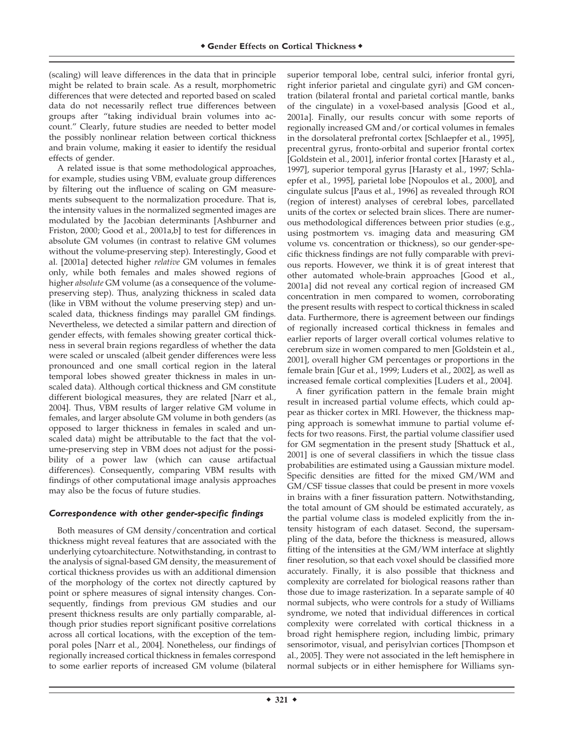(scaling) will leave differences in the data that in principle might be related to brain scale. As a result, morphometric differences that were detected and reported based on scaled data do not necessarily reflect true differences between groups after "taking individual brain volumes into account." Clearly, future studies are needed to better model the possibly nonlinear relation between cortical thickness and brain volume, making it easier to identify the residual effects of gender.

A related issue is that some methodological approaches, for example, studies using VBM, evaluate group differences by filtering out the influence of scaling on GM measurements subsequent to the normalization procedure. That is, the intensity values in the normalized segmented images are modulated by the Jacobian determinants [Ashburner and Friston, 2000; Good et al., 2001a,b] to test for differences in absolute GM volumes (in contrast to relative GM volumes without the volume-preserving step). Interestingly, Good et al. [2001a] detected higher *relative* GM volumes in females only, while both females and males showed regions of higher *absolute* GM volume (as a consequence of the volume-preserving step). Thus, analyzing thickness in scaled data (like in VBM without the volume preserving step) and unscaled data, thickness findings may parallel GM findings. Nevertheless, we detected a similar pattern and direction of gender effects, with females showing greater cortical thickness in several brain regions regardless of whether the data were scaled or unscaled (albeit gender differences were less pronounced and one small cortical region in the lateral temporal lobes showed greater thickness in males in unscaled data). Although cortical thickness and GM constitute different biological measures, they are related [Narr et al., 2004]. Thus, VBM results of larger relative GM volume in females, and larger absolute GM volume in both genders (as opposed to larger thickness in females in scaled and unscaled data) might be attributable to the fact that the volume-preserving step in VBM does not adjust for the possibility of a power law (which can cause artifactual differences). Consequently, comparing VBM results with findings of other computational image analysis approaches may also be the focus of future studies.

### *Correspondence with other gender-specific findings*

Both measures of GM density/concentration and cortical thickness might reveal features that are associated with the underlying cytoarchitecture. Notwithstanding, in contrast to the analysis of signal-based GM density, the measurement of cortical thickness provides us with an additional dimension of the morphology of the cortex not directly captured by point or sphere measures of signal intensity changes. Consequently, findings from previous GM studies and our present thickness results are only partially comparable, although prior studies report significant positive correlations across all cortical locations, with the exception of the temporal poles [Narr et al., 2004]. Nonetheless, our findings of regionally increased cortical thickness in females correspond to some earlier reports of increased GM volume (bilateral superior temporal lobe, central sulci, inferior frontal gyri, right inferior parietal and cingulate gyri) and GM concentration (bilateral frontal and parietal cortical mantle, banks of the cingulate) in a voxel-based analysis [Good et al., 2001a]. Finally, our results concur with some reports of regionally increased GM and/or cortical volumes in females in the dorsolateral prefrontal cortex [Schlaepfer et al., 1995], precentral gyrus, fronto-orbital and superior frontal cortex [Goldstein et al., 2001], inferior frontal cortex [Harasty et al., 1997], superior temporal gyrus [Harasty et al., 1997; Schlaepfer et al., 1995], parietal lobe [Nopoulos et al., 2000], and cingulate sulcus [Paus et al., 1996] as revealed through ROI (region of interest) analyses of cerebral lobes, parcellated units of the cortex or selected brain slices. There are numerous methodological differences between prior studies (e.g., using postmortem vs. imaging data and measuring GM volume vs. concentration or thickness), so our gender-specific thickness findings are not fully comparable with previous reports. However, we think it is of great interest that other automated whole-brain approaches [Good et al., 2001a] did not reveal any cortical region of increased GM concentration in men compared to women, corroborating the present results with respect to cortical thickness in scaled data. Furthermore, there is agreement between our findings of regionally increased cortical thickness in females and earlier reports of larger overall cortical volumes relative to cerebrum size in women compared to men [Goldstein et al., 2001], overall higher GM percentages or proportions in the female brain [Gur et al., 1999; Luders et al., 2002], as well as increased female cortical complexities [Luders et al., 2004].

A finer gyrification pattern in the female brain might result in increased partial volume effects, which could appear as thicker cortex in MRI. However, the thickness mapping approach is somewhat immune to partial volume effects for two reasons. First, the partial volume classifier used for GM segmentation in the present study [Shattuck et al., 2001] is one of several classifiers in which the tissue class probabilities are estimated using a Gaussian mixture model. Specific densities are fitted for the mixed GM/WM and GM/CSF tissue classes that could be present in more voxels in brains with a finer fissuration pattern. Notwithstanding, the total amount of GM should be estimated accurately, as the partial volume class is modeled explicitly from the intensity histogram of each dataset. Second, the supersampling of the data, before the thickness is measured, allows fitting of the intensities at the GM/WM interface at slightly finer resolution, so that each voxel should be classified more accurately. Finally, it is also possible that thickness and complexity are correlated for biological reasons rather than those due to image rasterization. In a separate sample of 40 normal subjects, who were controls for a study of Williams syndrome, we noted that individual differences in cortical complexity were correlated with cortical thickness in a broad right hemisphere region, including limbic, primary sensorimotor, visual, and perisylvian cortices [Thompson et al., 2005]. They were not associated in the left hemisphere in normal subjects or in either hemisphere for Williams syn-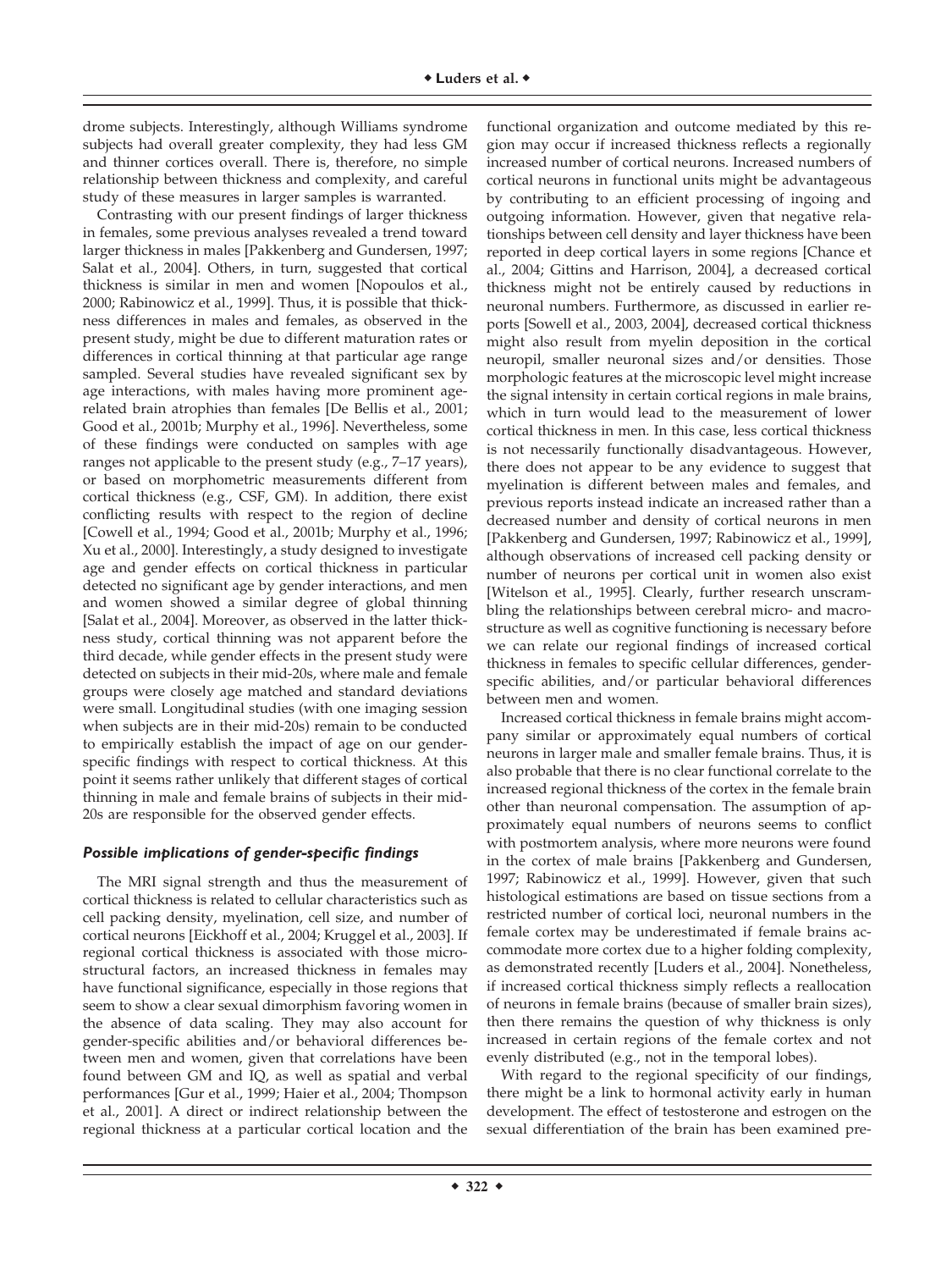drome subjects. Interestingly, although Williams syndrome subjects had overall greater complexity, they had less GM and thinner cortices overall. There is, therefore, no simple relationship between thickness and complexity, and careful study of these measures in larger samples is warranted.

Contrasting with our present findings of larger thickness in females, some previous analyses revealed a trend toward larger thickness in males [Pakkenberg and Gundersen, 1997; Salat et al., 2004]. Others, in turn, suggested that cortical thickness is similar in men and women [Nopoulos et al., 2000; Rabinowicz et al., 1999]. Thus, it is possible that thickness differences in males and females, as observed in the present study, might be due to different maturation rates or differences in cortical thinning at that particular age range sampled. Several studies have revealed significant sex by age interactions, with males having more prominent age-related brain atrophies than females [De Bellis et al., 2001; Good et al., 2001b; Murphy et al., 1996]. Nevertheless, some of these findings were conducted on samples with age ranges not applicable to the present study (e.g., 7–17 years), or based on morphometric measurements different from cortical thickness (e.g., CSF, GM). In addition, there exist conflicting results with respect to the region of decline [Cowell et al., 1994; Good et al., 2001b; Murphy et al., 1996; Xu et al., 2000]. Interestingly, a study designed to investigate age and gender effects on cortical thickness in particular detected no significant age by gender interactions, and men and women showed a similar degree of global thinning [Salat et al., 2004]. Moreover, as observed in the latter thickness study, cortical thinning was not apparent before the third decade, while gender effects in the present study were detected on subjects in their mid-20s, where male and female groups were closely age matched and standard deviations were small. Longitudinal studies (with one imaging session when subjects are in their mid-20s) remain to be conducted to empirically establish the impact of age on our gender-specific findings with respect to cortical thickness. At this point it seems rather unlikely that different stages of cortical thinning in male and female brains of subjects in their mid-20s are responsible for the observed gender effects.

### *Possible implications of gender-specific findings*

The MRI signal strength and thus the measurement of cortical thickness is related to cellular characteristics such as cell packing density, myelination, cell size, and number of cortical neurons [Eickhoff et al., 2004; Kruggel et al., 2003]. If regional cortical thickness is associated with those microstructural factors, an increased thickness in females may have functional significance, especially in those regions that seem to show a clear sexual dimorphism favoring women in the absence of data scaling. They may also account for gender-specific abilities and/or behavioral differences between men and women, given that correlations have been found between GM and IQ, as well as spatial and verbal performances [Gur et al., 1999; Haier et al., 2004; Thompson et al., 2001]. A direct or indirect relationship between the regional thickness at a particular cortical location and the functional organization and outcome mediated by this region may occur if increased thickness reflects a regionally increased number of cortical neurons. Increased numbers of cortical neurons in functional units might be advantageous by contributing to an efficient processing of ingoing and outgoing information. However, given that negative relationships between cell density and layer thickness have been reported in deep cortical layers in some regions [Chance et al., 2004; Gittins and Harrison, 2004], a decreased cortical thickness might not be entirely caused by reductions in neuronal numbers. Furthermore, as discussed in earlier reports [Sowell et al., 2003, 2004], decreased cortical thickness might also result from myelin deposition in the cortical neuropil, smaller neuronal sizes and/or densities. Those morphologic features at the microscopic level might increase the signal intensity in certain cortical regions in male brains, which in turn would lead to the measurement of lower cortical thickness in men. In this case, less cortical thickness is not necessarily functionally disadvantageous. However, there does not appear to be any evidence to suggest that myelination is different between males and females, and previous reports instead indicate an increased rather than a decreased number and density of cortical neurons in men [Pakkenberg and Gundersen, 1997; Rabinowicz et al., 1999], although observations of increased cell packing density or number of neurons per cortical unit in women also exist [Witelson et al., 1995]. Clearly, further research unscrambling the relationships between cerebral micro- and macrostructure as well as cognitive functioning is necessary before we can relate our regional findings of increased cortical thickness in females to specific cellular differences, gender-specific abilities, and/or particular behavioral differences between men and women.

Increased cortical thickness in female brains might accompany similar or approximately equal numbers of cortical neurons in larger male and smaller female brains. Thus, it is also probable that there is no clear functional correlate to the increased regional thickness of the cortex in the female brain other than neuronal compensation. The assumption of approximately equal numbers of neurons seems to conflict with postmortem analysis, where more neurons were found in the cortex of male brains [Pakkenberg and Gundersen, 1997; Rabinowicz et al., 1999]. However, given that such histological estimations are based on tissue sections from a restricted number of cortical loci, neuronal numbers in the female cortex may be underestimated if female brains accommodate more cortex due to a higher folding complexity, as demonstrated recently [Luders et al., 2004]. Nonetheless, if increased cortical thickness simply reflects a reallocation of neurons in female brains (because of smaller brain sizes), then there remains the question of why thickness is only increased in certain regions of the female cortex and not evenly distributed (e.g., not in the temporal lobes).

With regard to the regional specificity of our findings, there might be a link to hormonal activity early in human development. The effect of testosterone and estrogen on the sexual differentiation of the brain has been examined pre-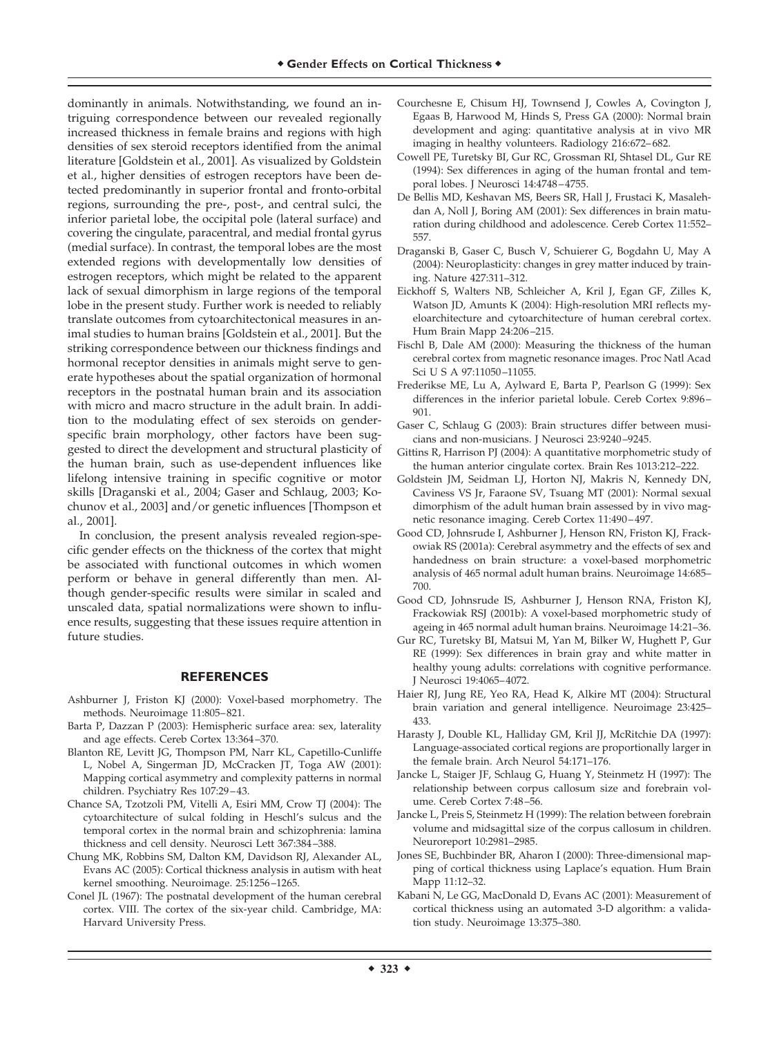dominantly in animals. Notwithstanding, we found an intriguing correspondence between our revealed regionally increased thickness in female brains and regions with high densities of sex steroid receptors identified from the animal literature [Goldstein et al., 2001]. As visualized by Goldstein et al., higher densities of estrogen receptors have been detected predominantly in superior frontal and fronto-orbital regions, surrounding the pre-, post-, and central sulci, the inferior parietal lobe, the occipital pole (lateral surface) and covering the cingulate, paracentral, and medial frontal gyrus (medial surface). In contrast, the temporal lobes are the most extended regions with developmentally low densities of estrogen receptors, which might be related to the apparent lack of sexual dimorphism in large regions of the temporal lobe in the present study. Further work is needed to reliably translate outcomes from cytoarchitectonical measures in animal studies to human brains [Goldstein et al., 2001]. But the striking correspondence between our thickness findings and hormonal receptor densities in animals might serve to generate hypotheses about the spatial organization of hormonal receptors in the postnatal human brain and its association with micro and macro structure in the adult brain. In addition to the modulating effect of sex steroids on gender-specific brain morphology, other factors have been suggested to direct the development and structural plasticity of the human brain, such as use-dependent influences like lifelong intensive training in specific cognitive or motor skills [Draganski et al., 2004; Gaser and Schlaug, 2003; Kochunov et al., 2003] and/or genetic influences [Thompson et al., 2001].

In conclusion, the present analysis revealed region-specific gender effects on the thickness of the cortex that might be associated with functional outcomes in which women perform or behave in general differently than men. Although gender-specific results were similar in scaled and unscaled data, spatial normalizations were shown to influence results, suggesting that these issues require attention in future studies.

## REFERENCES

- Ashburner J, Friston KJ (2000): Voxel-based morphometry. The methods. Neuroimage 11:805–821.
- Barta P, Dazzan P (2003): Hemispheric surface area: sex, laterality and age effects. Cereb Cortex 13:364–370.
- Blanton RE, Levitt JG, Thompson PM, Narr KL, Capetillo-Cunliffe L, Nobel A, Singerman JD, McCracken JT, Toga AW (2001): Mapping cortical asymmetry and complexity patterns in normal children. Psychiatry Res 107:29–43.
- Chance SA, Tzotzoli PM, Vitelli A, Esiri MM, Crow TJ (2004): The cytoarchitecture of sulcal folding in Heschl's sulcus and the temporal cortex in the normal brain and schizophrenia: lamina thickness and cell density. Neurosci Lett 367:384–388.
- Chung MK, Robbins SM, Dalton KM, Davidson RJ, Alexander AL, Evans AC (2005): Cortical thickness analysis in autism with heat kernel smoothing. Neuroimage. 25:1256–1265.
- Conel JL (1967): The postnatal development of the human cerebral cortex. VIII. The cortex of the six-year child. Cambridge, MA: Harvard University Press.
- Courchesne E, Chisum HJ, Townsend J, Cowles A, Covington J, Egaas B, Harwood M, Hinds S, Press GA (2000): Normal brain development and aging: quantitative analysis at in vivo MR imaging in healthy volunteers. Radiology 216:672–682.
- Cowell PE, Turetsky BI, Gur RC, Grossman RI, Shtasel DL, Gur RE (1994): Sex differences in aging of the human frontal and temporal lobes. J Neurosci 14:4748–4755.
- De Bellis MD, Keshavan MS, Beers SR, Hall J, Frustaci K, Masalehdan A, Noll J, Boring AM (2001): Sex differences in brain maturation during childhood and adolescence. Cereb Cortex 11:552–557.
- Draganski B, Gaser C, Busch V, Schuierer G, Bogdahn U, May A (2004): Neuroplasticity: changes in grey matter induced by training. Nature 427:311–312.
- Eickhoff S, Walters NB, Schleicher A, Kril J, Egan GF, Zilles K, Watson JD, Amunts K (2004): High-resolution MRI reflects myeloarchitecture and cytoarchitecture of human cerebral cortex. Hum Brain Mapp 24:206–215.
- Fischl B, Dale AM (2000): Measuring the thickness of the human cerebral cortex from magnetic resonance images. Proc Natl Acad Sci U S A 97:11050–11055.
- Frederikse ME, Lu A, Aylward E, Barta P, Pearlson G (1999): Sex differences in the inferior parietal lobule. Cereb Cortex 9:896–901.
- Gaser C, Schlaug G (2003): Brain structures differ between musicians and non-musicians. J Neurosci 23:9240–9245.
- Gittins R, Harrison PJ (2004): A quantitative morphometric study of the human anterior cingulate cortex. Brain Res 1013:212–222.
- Goldstein JM, Seidman LJ, Horton NJ, Makris N, Kennedy DN, Caviness VS Jr, Faraone SV, Tsuang MT (2001): Normal sexual dimorphism of the adult human brain assessed by in vivo magnetic resonance imaging. Cereb Cortex 11:490–497.
- Good CD, Johnsrude I, Ashburner J, Henson RN, Friston KJ, Frackowiak RS (2001a): Cerebral asymmetry and the effects of sex and handedness on brain structure: a voxel-based morphometric analysis of 465 normal adult human brains. Neuroimage 14:685–700.
- Good CD, Johnsrude IS, Ashburner J, Henson RNA, Friston KJ, Frackowiak RSJ (2001b): A voxel-based morphometric study of ageing in 465 normal adult human brains. Neuroimage 14:21–36.
- Gur RC, Turetsky BI, Matsui M, Yan M, Bilker W, Hughett P, Gur RE (1999): Sex differences in brain gray and white matter in healthy young adults: correlations with cognitive performance. J Neurosci 19:4065–4072.
- Haier RJ, Jung RE, Yeo RA, Head K, Alkire MT (2004): Structural brain variation and general intelligence. Neuroimage 23:425–433.
- Harasty J, Double KL, Halliday GM, Kril JJ, McRitchie DA (1997): Language-associated cortical regions are proportionally larger in the female brain. Arch Neurol 54:171–176.
- Jancke L, Staiger JF, Schlaug G, Huang Y, Steinmetz H (1997): The relationship between corpus callosum size and forebrain volume. Cereb Cortex 7:48–56.
- Jancke L, Preis S, Steinmetz H (1999): The relation between forebrain volume and midsagittal size of the corpus callosum in children. Neuroreport 10:2981–2985.
- Jones SE, Buchbinder BR, Aharon I (2000): Three-dimensional mapping of cortical thickness using Laplace's equation. Hum Brain Mapp 11:12–32.
- Kabani N, Le GG, MacDonald D, Evans AC (2001): Measurement of cortical thickness using an automated 3-D algorithm: a validation study. Neuroimage 13:375–380.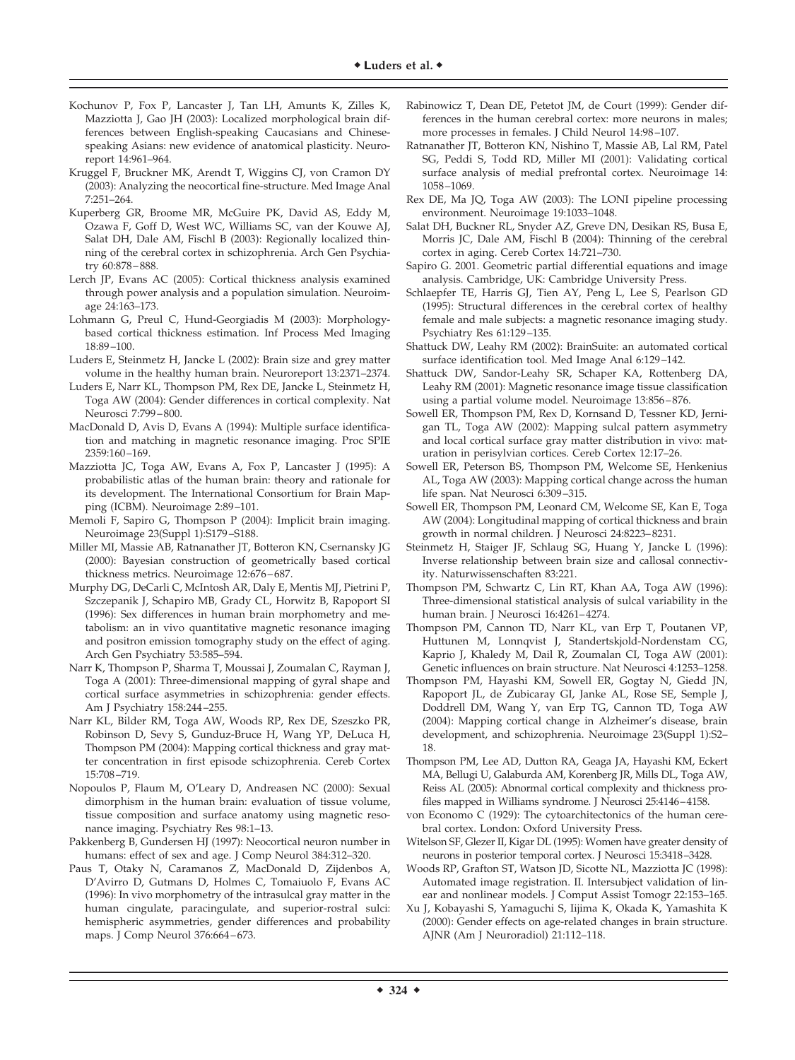Kochunov P, Fox P, Lancaster J, Tan LH, Amunts K, Zilles K, Mazziotta J, Gao JH (2003): Localized morphological brain differences between English-speaking Caucasians and Chinese-speaking Asians: new evidence of anatomical plasticity. Neuroreport 14:961–964.

Kruggel F, Bruckner MK, Arendt T, Wiggins CJ, von Cramon DY (2003): Analyzing the neocortical fine-structure. Med Image Anal 7:251–264.

Kuperberg GR, Broome MR, McGuire PK, David AS, Eddy M, Ozawa F, Goff D, West WC, Williams SC, van der Kouwe AJ, Salat DH, Dale AM, Fischl B (2003): Regionally localized thinning of the cerebral cortex in schizophrenia. Arch Gen Psychiatry 60:878–888.

Lerch JP, Evans AC (2005): Cortical thickness analysis examined through power analysis and a population simulation. Neuroimage 24:163–173.

Lohmann G, Preul C, Hund-Georgiadis M (2003): Morphology-based cortical thickness estimation. Inf Process Med Imaging 18:89–100.

Luders E, Steinmetz H, Jancke L (2002): Brain size and grey matter volume in the healthy human brain. Neuroreport 13:2371–2374.

Luders E, Narr KL, Thompson PM, Rex DE, Jancke L, Steinmetz H, Toga AW (2004): Gender differences in cortical complexity. Nat Neurosci 7:799–800.

MacDonald D, Avis D, Evans A (1994): Multiple surface identification and matching in magnetic resonance imaging. Proc SPIE 2359:160–169.

Mazziotta JC, Toga AW, Evans A, Fox P, Lancaster J (1995): A probabilistic atlas of the human brain: theory and rationale for its development. The International Consortium for Brain Mapping (ICBM). Neuroimage 2:89–101.

Memoli F, Sapiro G, Thompson P (2004): Implicit brain imaging. Neuroimage 23(Suppl 1):S179–S188.

Miller MI, Massie AB, Ratnanather JT, Botteron KN, Csernansky JG (2000): Bayesian construction of geometrically based cortical thickness metrics. Neuroimage 12:676–687.

Murphy DG, DeCarli C, McIntosh AR, Daly E, Mentis MJ, Pietrini P, Szczepanik J, Schapiro MB, Grady CL, Horwitz B, Rapoport SI (1996): Sex differences in human brain morphometry and metabolism: an in vivo quantitative magnetic resonance imaging and positron emission tomography study on the effect of aging. Arch Gen Psychiatry 53:585–594.

Narr K, Thompson P, Sharma T, Moussai J, Zoumalan C, Rayman J, Toga A (2001): Three-dimensional mapping of gyral shape and cortical surface asymmetries in schizophrenia: gender effects. Am J Psychiatry 158:244–255.

Narr KL, Bilder RM, Toga AW, Woods RP, Rex DE, Szeszko PR, Robinson D, Sevy S, Gunduz-Bruce H, Wang YP, DeLuca H, Thompson PM (2004): Mapping cortical thickness and gray matter concentration in first episode schizophrenia. Cereb Cortex 15:708–719.

Nopoulos P, Flaum M, O'Leary D, Andreasen NC (2000): Sexual dimorphism in the human brain: evaluation of tissue volume, tissue composition and surface anatomy using magnetic resonance imaging. Psychiatry Res 98:1–13.

Pakkenberg B, Gundersen HJ (1997): Neocortical neuron number in humans: effect of sex and age. J Comp Neurol 384:312–320.

Paus T, Otaky N, Caramanos Z, MacDonald D, Zijdenbos A, D'Avirro D, Gutmans D, Holmes C, Tomaiuolo F, Evans AC (1996): In vivo morphometry of the intrasulcal gray matter in the human cingulate, paracingulate, and superior-rostral sulci: hemispheric asymmetries, gender differences and probability maps. J Comp Neurol 376:664–673.

Rabinowicz T, Dean DE, Petetot JM, de Court (1999): Gender differences in the human cerebral cortex: more neurons in males; more processes in females. J Child Neurol 14:98–107.

Ratnanather JT, Botteron KN, Nishino T, Massie AB, Lal RM, Patel SG, Peddi S, Todd RD, Miller MI (2001): Validating cortical surface analysis of medial prefrontal cortex. Neuroimage 14: 1058–1069.

Rex DE, Ma JQ, Toga AW (2003): The LONI pipeline processing environment. Neuroimage 19:1033–1048.

Salat DH, Buckner RL, Snyder AZ, Greve DN, Desikan RS, Busa E, Morris JC, Dale AM, Fischl B (2004): Thinning of the cerebral cortex in aging. Cereb Cortex 14:721–730.

Sapiro G. 2001. Geometric partial differential equations and image analysis. Cambridge, UK: Cambridge University Press.

Schlaepfer TE, Harris GJ, Tien AY, Peng L, Lee S, Pearlson GD (1995): Structural differences in the cerebral cortex of healthy female and male subjects: a magnetic resonance imaging study. Psychiatry Res 61:129–135.

Shattuck DW, Leahy RM (2002): BrainSuite: an automated cortical surface identification tool. Med Image Anal 6:129–142.

Shattuck DW, Sandor-Leahy SR, Schaper KA, Rottenberg DA, Leahy RM (2001): Magnetic resonance image tissue classification using a partial volume model. Neuroimage 13:856–876.

Sowell ER, Thompson PM, Rex D, Kornsand D, Tessner KD, Jernigan TL, Toga AW (2002): Mapping sulcal pattern asymmetry and local cortical surface gray matter distribution in vivo: maturation in perisylvian cortices. Cereb Cortex 12:17–26.

Sowell ER, Peterson BS, Thompson PM, Welcome SE, Henkenius AL, Toga AW (2003): Mapping cortical change across the human life span. Nat Neurosci 6:309–315.

Sowell ER, Thompson PM, Leonard CM, Welcome SE, Kan E, Toga AW (2004): Longitudinal mapping of cortical thickness and brain growth in normal children. J Neurosci 24:8223–8231.

Steinmetz H, Staiger JF, Schlaug SG, Huang Y, Jancke L (1996): Inverse relationship between brain size and callosal connectivity. Naturwissenschaften 83:221.

Thompson PM, Schwartz C, Lin RT, Khan AA, Toga AW (1996): Three-dimensional statistical analysis of sulcal variability in the human brain. J Neurosci 16:4261–4274.

Thompson PM, Cannon TD, Narr KL, van Erp T, Poutanen VP, Huttunen M, Lonnqvist J, Standertskjold-Nordenstam CG, Kaprio J, Khaledy M, Dail R, Zoumalan CI, Toga AW (2001): Genetic influences on brain structure. Nat Neurosci 4:1253–1258.

Thompson PM, Hayashi KM, Sowell ER, Gogtay N, Giedd JN, Rapoport JL, de Zubicaray GI, Janke AL, Rose SE, Semple J, Doddrell DM, Wang Y, van Erp TG, Cannon TD, Toga AW (2004): Mapping cortical change in Alzheimer's disease, brain development, and schizophrenia. Neuroimage 23(Suppl 1):S2–18.

Thompson PM, Lee AD, Dutton RA, Geaga JA, Hayashi KM, Eckert MA, Bellugi U, Galaburda AM, Korenberg JR, Mills DL, Toga AW, Reiss AL (2005): Abnormal cortical complexity and thickness profiles mapped in Williams syndrome. J Neurosci 25:4146–4158.

von Economo C (1929): The cytoarchitectonics of the human cerebral cortex. London: Oxford University Press.

Witelson SF, Glezer II, Kigar DL (1995): Women have greater density of neurons in posterior temporal cortex. J Neurosci 15:3418–3428.

Woods RP, Grafton ST, Watson JD, Sicotte NL, Mazziotta JC (1998): Automated image registration. II. Intersubject validation of linear and nonlinear models. J Comput Assist Tomogr 22:153–165.

Xu J, Kobayashi S, Yamaguchi S, Iijima K, Okada K, Yamashita K (2000): Gender effects on age-related changes in brain structure. AJNR (Am J Neuroradiol) 21:112–118.